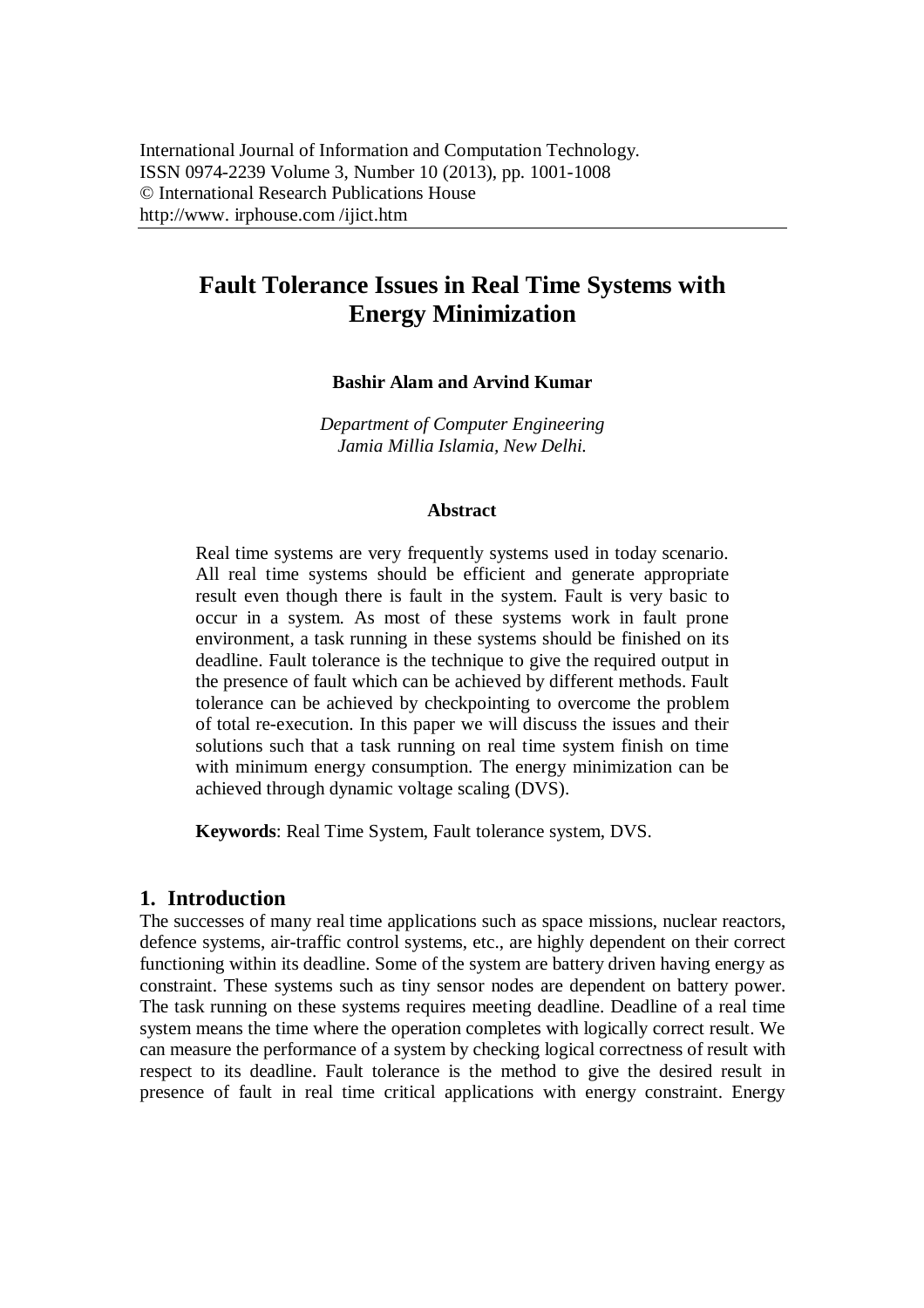# Fault Tolerance Issues in Real Time Systems with Energy Minimization

**Bashir Alam and Arvind Kumar**

*Department of Computer Engineering*
*Jamia Millia Islamia, New Delhi.*

## Abstract

Real time systems are very frequently systems used in today scenario. All real time systems should be efficient and generate appropriate result even though there is fault in the system. Fault is very basic to occur in a system. As most of these systems work in fault prone environment, a task running in these systems should be finished on its deadline. Fault tolerance is the technique to give the required output in the presence of fault which can be achieved by different methods. Fault tolerance can be achieved by checkpointing to overcome the problem of total re-execution. In this paper we will discuss the issues and their solutions such that a task running on real time system finish on time with minimum energy consumption. The energy minimization can be achieved through dynamic voltage scaling (DVS).

**Keywords**: Real Time System, Fault tolerance system, DVS.

## 1. Introduction

The successes of many real time applications such as space missions, nuclear reactors, defence systems, air-traffic control systems, etc., are highly dependent on their correct functioning within its deadline. Some of the system are battery driven having energy as constraint. These systems such as tiny sensor nodes are dependent on battery power. The task running on these systems requires meeting deadline. Deadline of a real time system means the time where the operation completes with logically correct result. We can measure the performance of a system by checking logical correctness of result with respect to its deadline. Fault tolerance is the method to give the desired result in presence of fault in real time critical applications with energy constraint. Energy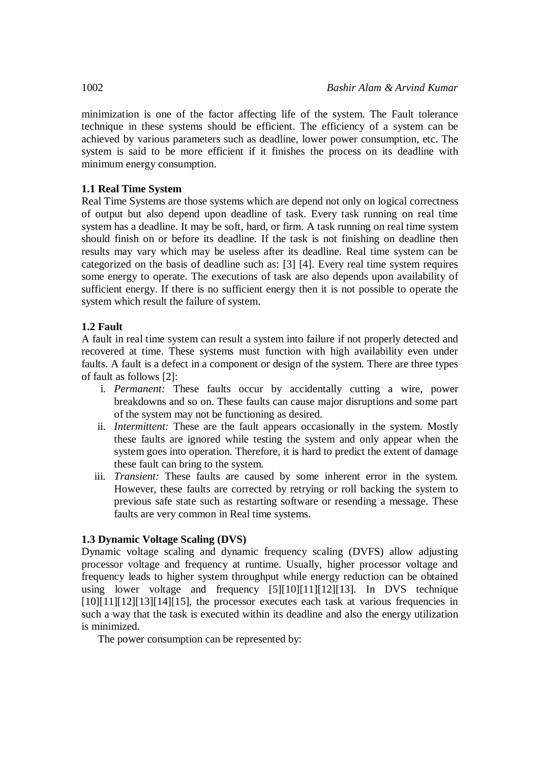minimization is one of the factor affecting life of the system. The Fault tolerance technique in these systems should be efficient. The efficiency of a system can be achieved by various parameters such as deadline, lower power consumption, etc. The system is said to be more efficient if it finishes the process on its deadline with minimum energy consumption.

### 1.1 Real Time System

Real Time Systems are those systems which are depend not only on logical correctness of output but also depend upon deadline of task. Every task running on real time system has a deadline. It may be soft, hard, or firm. A task running on real time system should finish on or before its deadline. If the task is not finishing on deadline then results may vary which may be useless after its deadline. Real time system can be categorized on the basis of deadline such as: [3] [4]. Every real time system requires some energy to operate. The executions of task are also depends upon availability of sufficient energy. If there is no sufficient energy then it is not possible to operate the system which result the failure of system.

### 1.2 Fault

A fault in real time system can result a system into failure if not properly detected and recovered at time. These systems must function with high availability even under faults. A fault is a defect in a component or design of the system. There are three types of fault as follows [2]:

i. *Permanent:* These faults occur by accidentally cutting a wire, power breakdowns and so on. These faults can cause major disruptions and some part of the system may not be functioning as desired.

ii. *Intermittent:* These are the fault appears occasionally in the system. Mostly these faults are ignored while testing the system and only appear when the system goes into operation. Therefore, it is hard to predict the extent of damage these fault can bring to the system.

iii. *Transient:* These faults are caused by some inherent error in the system. However, these faults are corrected by retrying or roll backing the system to previous safe state such as restarting software or resending a message. These faults are very common in Real time systems.

### 1.3 Dynamic Voltage Scaling (DVS)

Dynamic voltage scaling and dynamic frequency scaling (DVFS) allow adjusting processor voltage and frequency at runtime. Usually, higher processor voltage and frequency leads to higher system throughput while energy reduction can be obtained using lower voltage and frequency [5][10][11][12][13]. In DVS technique [10][11][12][13][14][15], the processor executes each task at various frequencies in such a way that the task is executed within its deadline and also the energy utilization is minimized.

The power consumption can be represented by: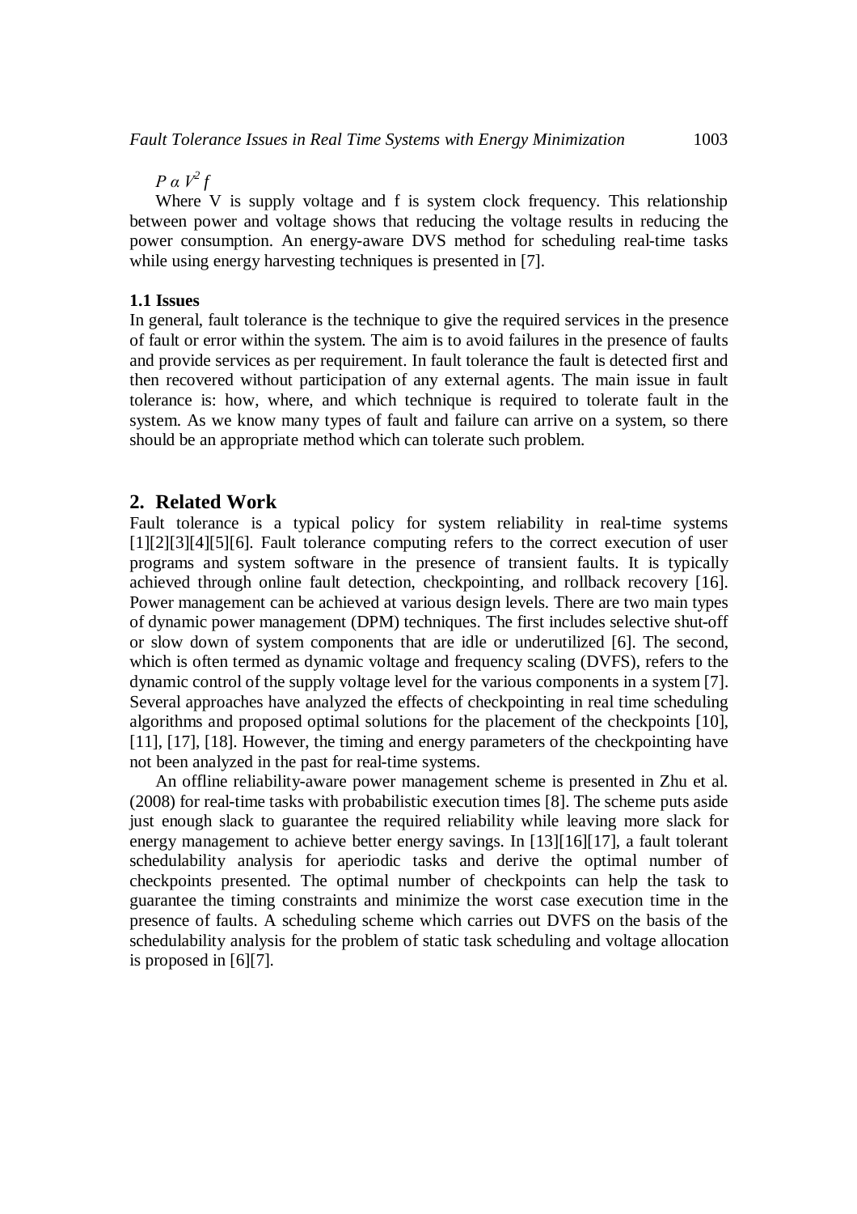$$P \alpha V^2 f$$

Where V is supply voltage and f is system clock frequency. This relationship between power and voltage shows that reducing the voltage results in reducing the power consumption. An energy-aware DVS method for scheduling real-time tasks while using energy harvesting techniques is presented in [7].

### 1.1 Issues

In general, fault tolerance is the technique to give the required services in the presence of fault or error within the system. The aim is to avoid failures in the presence of faults and provide services as per requirement. In fault tolerance the fault is detected first and then recovered without participation of any external agents. The main issue in fault tolerance is: how, where, and which technique is required to tolerate fault in the system. As we know many types of fault and failure can arrive on a system, so there should be an appropriate method which can tolerate such problem.

## 2. Related Work

Fault tolerance is a typical policy for system reliability in real-time systems [1][2][3][4][5][6]. Fault tolerance computing refers to the correct execution of user programs and system software in the presence of transient faults. It is typically achieved through online fault detection, checkpointing, and rollback recovery [16]. Power management can be achieved at various design levels. There are two main types of dynamic power management (DPM) techniques. The first includes selective shut-off or slow down of system components that are idle or underutilized [6]. The second, which is often termed as dynamic voltage and frequency scaling (DVFS), refers to the dynamic control of the supply voltage level for the various components in a system [7]. Several approaches have analyzed the effects of checkpointing in real time scheduling algorithms and proposed optimal solutions for the placement of the checkpoints [10], [11], [17], [18]. However, the timing and energy parameters of the checkpointing have not been analyzed in the past for real-time systems.

An offline reliability-aware power management scheme is presented in Zhu et al. (2008) for real-time tasks with probabilistic execution times [8]. The scheme puts aside just enough slack to guarantee the required reliability while leaving more slack for energy management to achieve better energy savings. In [13][16][17], a fault tolerant schedulability analysis for aperiodic tasks and derive the optimal number of checkpoints presented. The optimal number of checkpoints can help the task to guarantee the timing constraints and minimize the worst case execution time in the presence of faults. A scheduling scheme which carries out DVFS on the basis of the schedulability analysis for the problem of static task scheduling and voltage allocation is proposed in [6][7].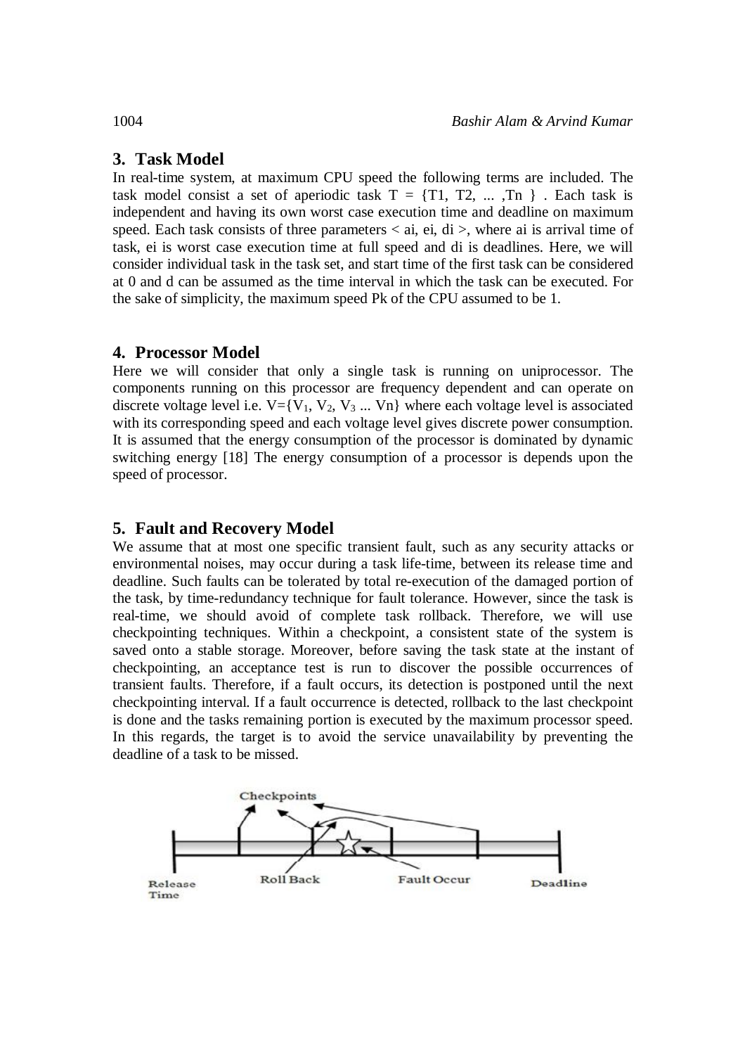## 3. Task Model

In real-time system, at maximum CPU speed the following terms are included. The task model consist a set of aperiodic task T = {T1, T2, ... ,Tn } . Each task is independent and having its own worst case execution time and deadline on maximum speed. Each task consists of three parameters < ai, ei, di >, where ai is arrival time of task, ei is worst case execution time at full speed and di is deadlines. Here, we will consider individual task in the task set, and start time of the first task can be considered at 0 and d can be assumed as the time interval in which the task can be executed. For the sake of simplicity, the maximum speed Pk of the CPU assumed to be 1.

## 4. Processor Model

Here we will consider that only a single task is running on uniprocessor. The components running on this processor are frequency dependent and can operate on discrete voltage level i.e. V={$V_1$, $V_2$, $V_3$ ... Vn} where each voltage level is associated with its corresponding speed and each voltage level gives discrete power consumption. It is assumed that the energy consumption of the processor is dominated by dynamic switching energy [18] The energy consumption of a processor is depends upon the speed of processor.

## 5. Fault and Recovery Model

We assume that at most one specific transient fault, such as any security attacks or environmental noises, may occur during a task life-time, between its release time and deadline. Such faults can be tolerated by total re-execution of the damaged portion of the task, by time-redundancy technique for fault tolerance. However, since the task is real-time, we should avoid of complete task rollback. Therefore, we will use checkpointing techniques. Within a checkpoint, a consistent state of the system is saved onto a stable storage. Moreover, before saving the task state at the instant of checkpointing, an acceptance test is run to discover the possible occurrences of transient faults. Therefore, if a fault occurs, its detection is postponed until the next checkpointing interval. If a fault occurrence is detected, rollback to the last checkpoint is done and the tasks remaining portion is executed by the maximum processor speed. In this regards, the target is to avoid the service unavailability by preventing the deadline of a task to be missed.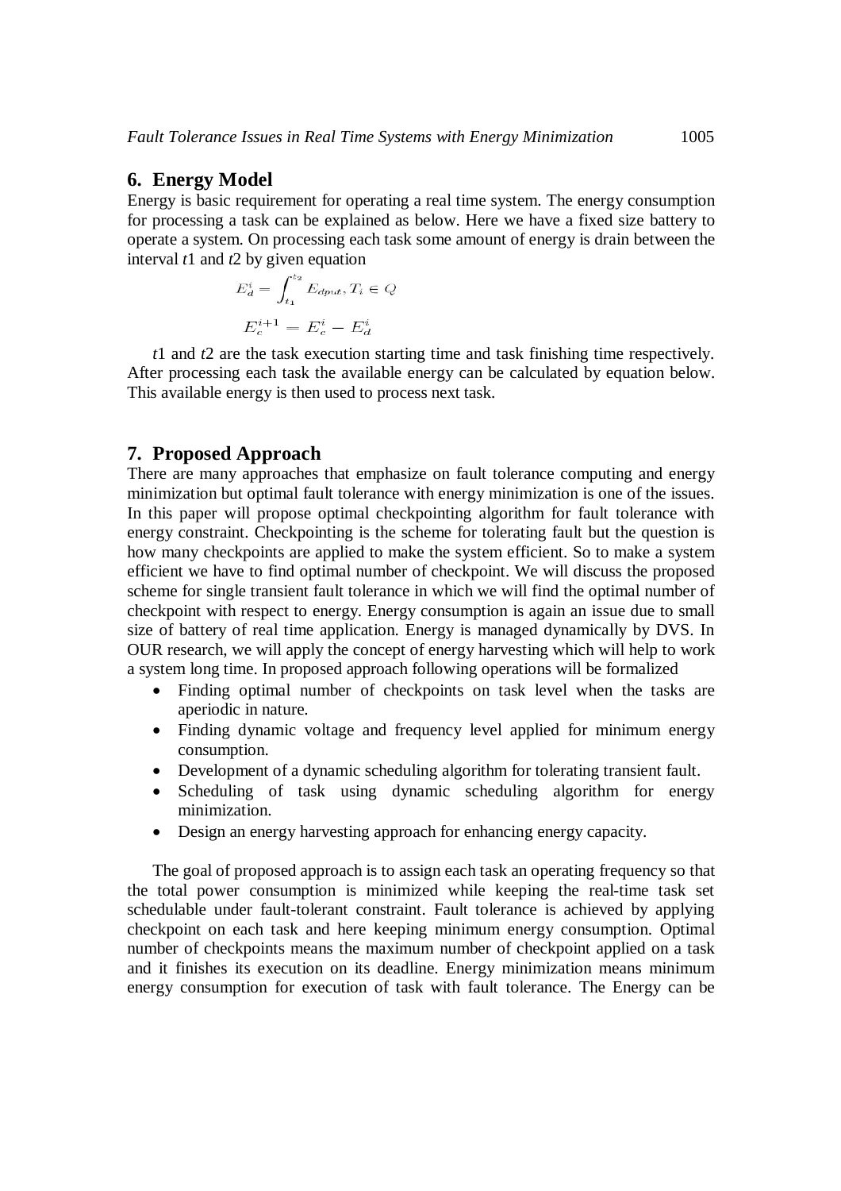## 6. Energy Model

Energy is basic requirement for operating a real time system. The energy consumption for processing a task can be explained as below. Here we have a fixed size battery to operate a system. On processing each task some amount of energy is drain between the interval *t*1 and *t*2 by given equation

$$E_d^i = \int_{t_1}^{t_2} E_{dput}, T_i \in Q$$

$$E_c^{i+1} = E_c^i - E_d^i$$

*t*1 and *t*2 are the task execution starting time and task finishing time respectively. After processing each task the available energy can be calculated by equation below. This available energy is then used to process next task.

## 7. Proposed Approach

There are many approaches that emphasize on fault tolerance computing and energy minimization but optimal fault tolerance with energy minimization is one of the issues. In this paper will propose optimal checkpointing algorithm for fault tolerance with energy constraint. Checkpointing is the scheme for tolerating fault but the question is how many checkpoints are applied to make the system efficient. So to make a system efficient we have to find optimal number of checkpoint. We will discuss the proposed scheme for single transient fault tolerance in which we will find the optimal number of checkpoint with respect to energy. Energy consumption is again an issue due to small size of battery of real time application. Energy is managed dynamically by DVS. In OUR research, we will apply the concept of energy harvesting which will help to work a system long time. In proposed approach following operations will be formalized

- Finding optimal number of checkpoints on task level when the tasks are aperiodic in nature.
- Finding dynamic voltage and frequency level applied for minimum energy consumption.
- Development of a dynamic scheduling algorithm for tolerating transient fault.
- Scheduling of task using dynamic scheduling algorithm for energy minimization.
- Design an energy harvesting approach for enhancing energy capacity.

The goal of proposed approach is to assign each task an operating frequency so that the total power consumption is minimized while keeping the real-time task set schedulable under fault-tolerant constraint. Fault tolerance is achieved by applying checkpoint on each task and here keeping minimum energy consumption. Optimal number of checkpoints means the maximum number of checkpoint applied on a task and it finishes its execution on its deadline. Energy minimization means minimum energy consumption for execution of task with fault tolerance. The Energy can be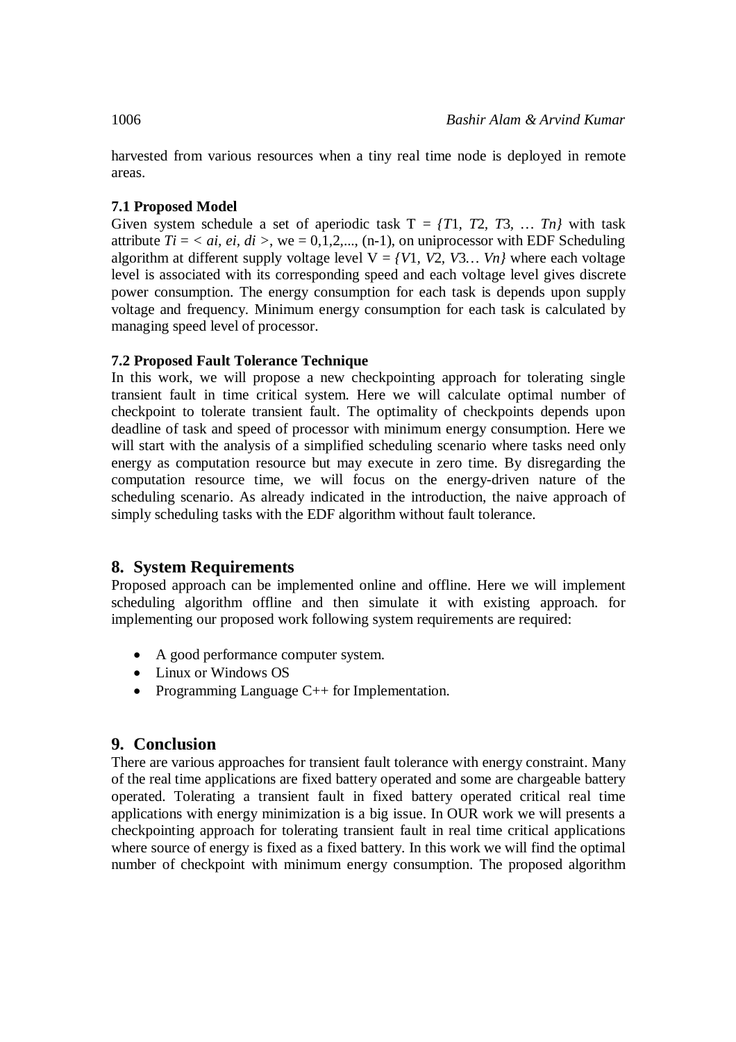harvested from various resources when a tiny real time node is deployed in remote areas.

### 7.1 Proposed Model

Given system schedule a set of aperiodic task T = $\{T1, T2, T3, \ldots Tn\}$ with task attribute $Ti = < ai, ei, di >$, we = 0,1,2,..., (n-1), on uniprocessor with EDF Scheduling algorithm at different supply voltage level V = $\{V1, V2, V3\ldots Vn\}$ where each voltage level is associated with its corresponding speed and each voltage level gives discrete power consumption. The energy consumption for each task is depends upon supply voltage and frequency. Minimum energy consumption for each task is calculated by managing speed level of processor.

### 7.2 Proposed Fault Tolerance Technique

In this work, we will propose a new checkpointing approach for tolerating single transient fault in time critical system. Here we will calculate optimal number of checkpoint to tolerate transient fault. The optimality of checkpoints depends upon deadline of task and speed of processor with minimum energy consumption. Here we will start with the analysis of a simplified scheduling scenario where tasks need only energy as computation resource but may execute in zero time. By disregarding the computation resource time, we will focus on the energy-driven nature of the scheduling scenario. As already indicated in the introduction, the naive approach of simply scheduling tasks with the EDF algorithm without fault tolerance.

## 8. System Requirements

Proposed approach can be implemented online and offline. Here we will implement scheduling algorithm offline and then simulate it with existing approach. for implementing our proposed work following system requirements are required:

- A good performance computer system.
- Linux or Windows OS
- Programming Language C++ for Implementation.

## 9. Conclusion

There are various approaches for transient fault tolerance with energy constraint. Many of the real time applications are fixed battery operated and some are chargeable battery operated. Tolerating a transient fault in fixed battery operated critical real time applications with energy minimization is a big issue. In OUR work we will presents a checkpointing approach for tolerating transient fault in real time critical applications where source of energy is fixed as a fixed battery. In this work we will find the optimal number of checkpoint with minimum energy consumption. The proposed algorithm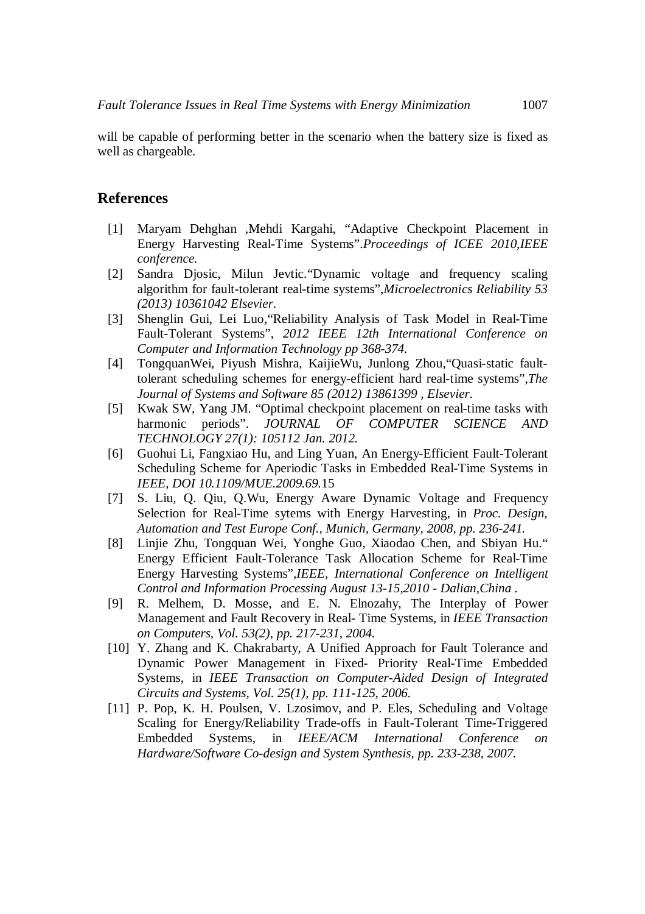will be capable of performing better in the scenario when the battery size is fixed as well as chargeable.

## References

[1] Maryam Dehghan ,Mehdi Kargahi, "Adaptive Checkpoint Placement in Energy Harvesting Real-Time Systems".*Proceedings of ICEE 2010,IEEE conference.*

[2] Sandra Djosic, Milun Jevtic."Dynamic voltage and frequency scaling algorithm for fault-tolerant real-time systems",*Microelectronics Reliability 53 (2013) 10361042 Elsevier.*

[3] Shenglin Gui, Lei Luo,"Reliability Analysis of Task Model in Real-Time Fault-Tolerant Systems", *2012 IEEE 12th International Conference on Computer and Information Technology pp 368-374.*

[4] TongquanWei, Piyush Mishra, KaijieWu, Junlong Zhou,"Quasi-static fault-tolerant scheduling schemes for energy-efficient hard real-time systems",*The Journal of Systems and Software 85 (2012) 13861399 , Elsevier.*

[5] Kwak SW, Yang JM. "Optimal checkpoint placement on real-time tasks with harmonic periods". *JOURNAL OF COMPUTER SCIENCE AND TECHNOLOGY 27(1): 105112 Jan. 2012.*

[6] Guohui Li, Fangxiao Hu, and Ling Yuan, An Energy-Efficient Fault-Tolerant Scheduling Scheme for Aperiodic Tasks in Embedded Real-Time Systems in *IEEE, DOI 10.1109/MUE.2009.69.*15

[7] S. Liu, Q. Qiu, Q.Wu, Energy Aware Dynamic Voltage and Frequency Selection for Real-Time sytems with Energy Harvesting, in *Proc. Design, Automation and Test Europe Conf., Munich, Germany, 2008, pp. 236-241.*

[8] Linjie Zhu, Tongquan Wei, Yonghe Guo, Xiaodao Chen, and Sbiyan Hu." Energy Efficient Fault-Tolerance Task Allocation Scheme for Real-Time Energy Harvesting Systems",*IEEE, International Conference on Intelligent Control and Information Processing August 13-15,2010 - Dalian,China .*

[9] R. Melhem, D. Mosse, and E. N. Elnozahy, The Interplay of Power Management and Fault Recovery in Real- Time Systems, in *IEEE Transaction on Computers, Vol. 53(2), pp. 217-231, 2004.*

[10] Y. Zhang and K. Chakrabarty, A Unified Approach for Fault Tolerance and Dynamic Power Management in Fixed- Priority Real-Time Embedded Systems, in *IEEE Transaction on Computer-Aided Design of Integrated Circuits and Systems, Vol. 25(1), pp. 111-125, 2006.*

[11] P. Pop, K. H. Poulsen, V. Lzosimov, and P. Eles, Scheduling and Voltage Scaling for Energy/Reliability Trade-offs in Fault-Tolerant Time-Triggered Embedded Systems, in *IEEE/ACM International Conference on Hardware/Software Co-design and System Synthesis, pp. 233-238, 2007.*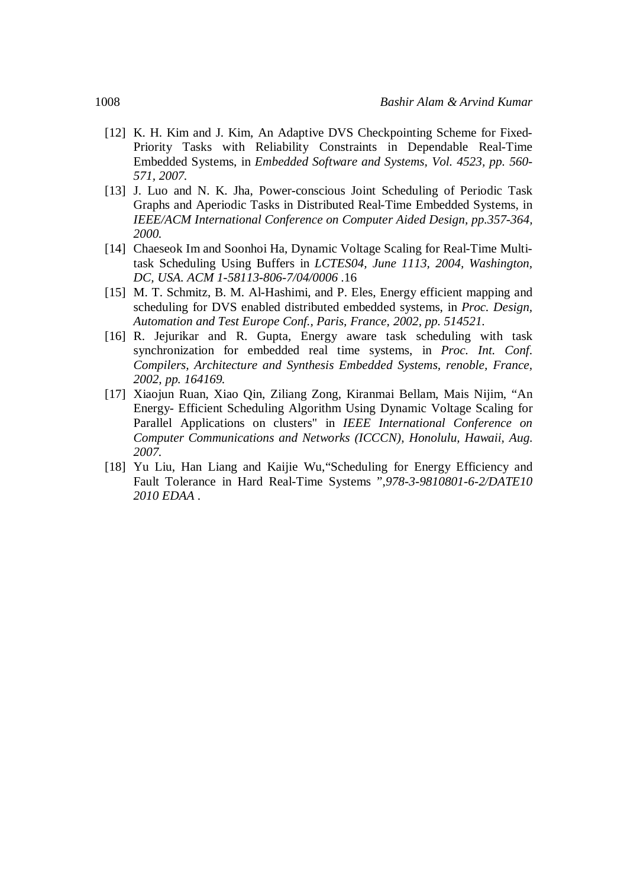[12] K. H. Kim and J. Kim, An Adaptive DVS Checkpointing Scheme for Fixed-Priority Tasks with Reliability Constraints in Dependable Real-Time Embedded Systems, in *Embedded Software and Systems, Vol. 4523, pp. 560-571, 2007.*

[13] J. Luo and N. K. Jha, Power-conscious Joint Scheduling of Periodic Task Graphs and Aperiodic Tasks in Distributed Real-Time Embedded Systems, in *IEEE/ACM International Conference on Computer Aided Design, pp.357-364, 2000.*

[14] Chaeseok Im and Soonhoi Ha, Dynamic Voltage Scaling for Real-Time Multi-task Scheduling Using Buffers in *LCTES04, June 1113, 2004, Washington, DC, USA. ACM 1-58113-806-7/04/0006* .16

[15] M. T. Schmitz, B. M. Al-Hashimi, and P. Eles, Energy efficient mapping and scheduling for DVS enabled distributed embedded systems, in *Proc. Design, Automation and Test Europe Conf., Paris, France, 2002, pp. 514521.*

[16] R. Jejurikar and R. Gupta, Energy aware task scheduling with task synchronization for embedded real time systems, in *Proc. Int. Conf. Compilers, Architecture and Synthesis Embedded Systems, renoble, France, 2002, pp. 164169.*

[17] Xiaojun Ruan, Xiao Qin, Ziliang Zong, Kiranmai Bellam, Mais Nijim, "An Energy- Efficient Scheduling Algorithm Using Dynamic Voltage Scaling for Parallel Applications on clusters" in *IEEE International Conference on Computer Communications and Networks (ICCCN), Honolulu, Hawaii, Aug. 2007.*

[18] Yu Liu, Han Liang and Kaijie Wu,"Scheduling for Energy Efficiency and Fault Tolerance in Hard Real-Time Systems *",978-3-9810801-6-2/DATE10 2010 EDAA* .